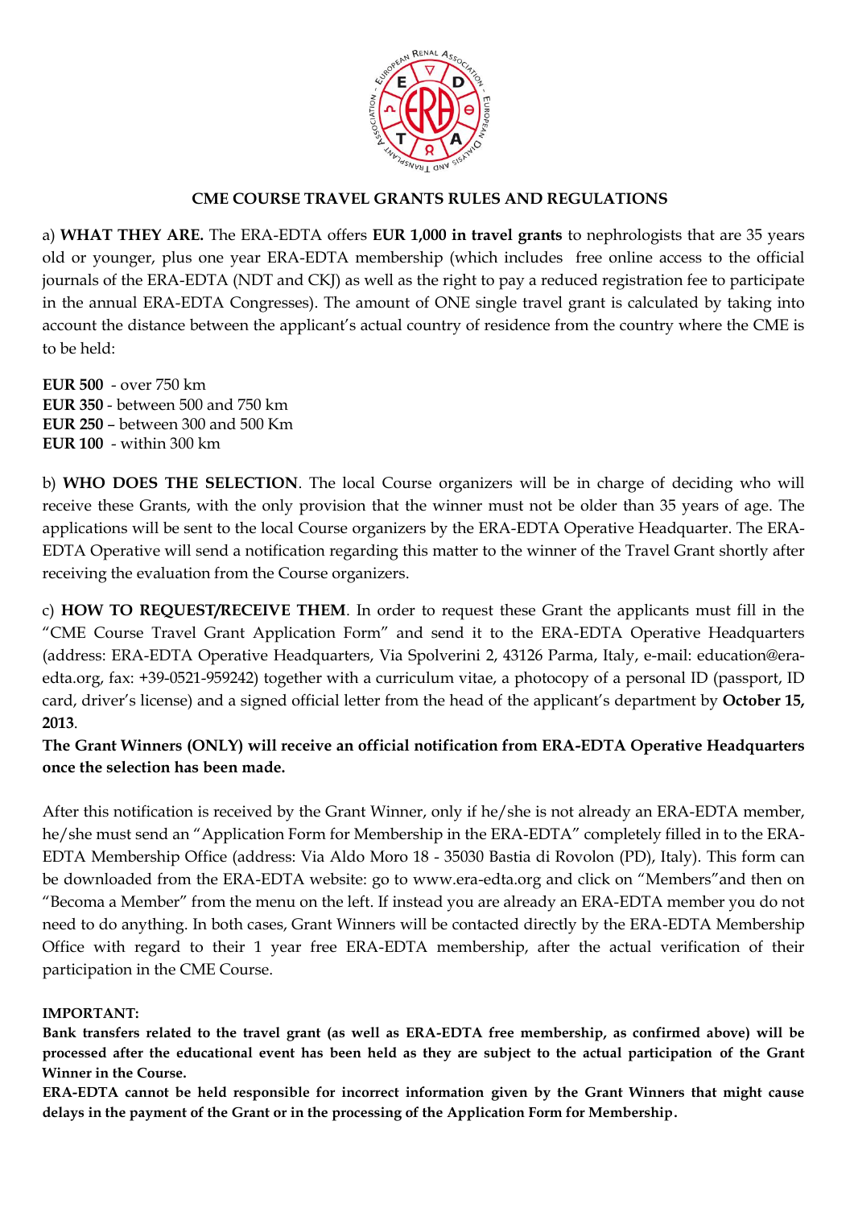## CME COURSE TRAVEL GRANTS RULES AND REGULATIONS

a) **WHAT THEY ARE.** The ERA-EDTA offers **EUR 1,000 in travel grants** to nephrologists that are 35 years old or younger, plus one year ERA-EDTA membership (which includes free online access to the official journals of the ERA-EDTA (NDT and CKJ) as well as the right to pay a reduced registration fee to participate in the annual ERA-EDTA Congresses). The amount of ONE single travel grant is calculated by taking into account the distance between the applicant's actual country of residence from the country where the CME is to be held:

**EUR 500** - over 750 km
**EUR 350** - between 500 and 750 km
**EUR 250** – between 300 and 500 Km
**EUR 100** - within 300 km

b) **WHO DOES THE SELECTION**. The local Course organizers will be in charge of deciding who will receive these Grants, with the only provision that the winner must not be older than 35 years of age. The applications will be sent to the local Course organizers by the ERA-EDTA Operative Headquarter. The ERA-EDTA Operative will send a notification regarding this matter to the winner of the Travel Grant shortly after receiving the evaluation from the Course organizers.

c) **HOW TO REQUEST/RECEIVE THEM**. In order to request these Grant the applicants must fill in the "CME Course Travel Grant Application Form" and send it to the ERA-EDTA Operative Headquarters (address: ERA-EDTA Operative Headquarters, Via Spolverini 2, 43126 Parma, Italy, e-mail: education@era-edta.org, fax: +39-0521-959242) together with a curriculum vitae, a photocopy of a personal ID (passport, ID card, driver's license) and a signed official letter from the head of the applicant's department by **October 15, 2013**.
**The Grant Winners (ONLY) will receive an official notification from ERA-EDTA Operative Headquarters once the selection has been made.**

After this notification is received by the Grant Winner, only if he/she is not already an ERA-EDTA member, he/she must send an "Application Form for Membership in the ERA-EDTA" completely filled in to the ERA-EDTA Membership Office (address: Via Aldo Moro 18 - 35030 Bastia di Rovolon (PD), Italy). This form can be downloaded from the ERA-EDTA website: go to www.era-edta.org and click on "Members"and then on "Becoma a Member" from the menu on the left. If instead you are already an ERA-EDTA member you do not need to do anything. In both cases, Grant Winners will be contacted directly by the ERA-EDTA Membership Office with regard to their 1 year free ERA-EDTA membership, after the actual verification of their participation in the CME Course.

**IMPORTANT:**
**Bank transfers related to the travel grant (as well as ERA-EDTA free membership, as confirmed above) will be processed after the educational event has been held as they are subject to the actual participation of the Grant Winner in the Course.**
**ERA-EDTA cannot be held responsible for incorrect information given by the Grant Winners that might cause delays in the payment of the Grant or in the processing of the Application Form for Membership.**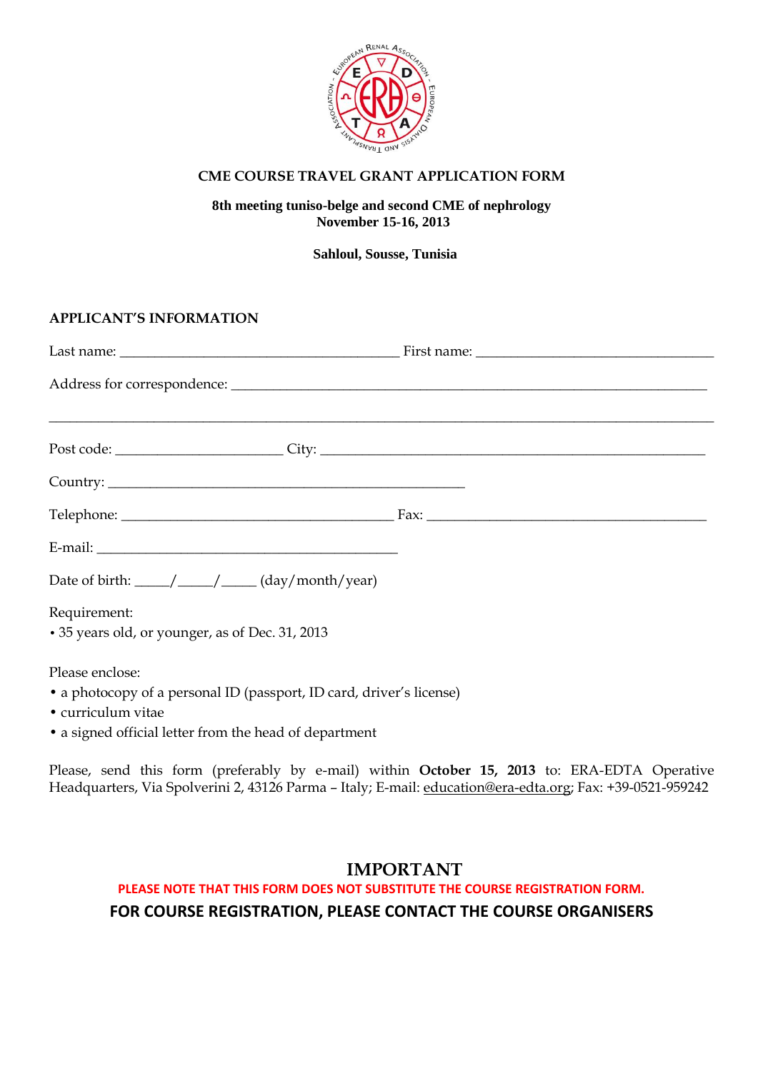**CME COURSE TRAVEL GRANT APPLICATION FORM**

**8th meeting tuniso-belge and second CME of nephrology**
**November 15-16, 2013**

**Sahloul, Sousse, Tunisia**

## APPLICANT'S INFORMATION

Last name: ________________________________________ First name: __________________________________

Address for correspondence: ____________________________________________________________________

______________________________________________________________________________________________

Post code: ________________________ City: _______________________________________________________

Country: ___________________________________________________

Telephone: _______________________________________ Fax: ________________________________________

E-mail: ___________________________________________

Date of birth: _____/_____/_____ (day/month/year)

Requirement:

- 35 years old, or younger, as of Dec. 31, 2013

Please enclose:

- a photocopy of a personal ID (passport, ID card, driver's license)
- curriculum vitae
- a signed official letter from the head of department

Please, send this form (preferably by e-mail) within **October 15, 2013** to: ERA-EDTA Operative Headquarters, Via Spolverini 2, 43126 Parma – Italy; E-mail: education@era-edta.org; Fax: +39-0521-959242

## IMPORTANT

**PLEASE NOTE THAT THIS FORM DOES NOT SUBSTITUTE THE COURSE REGISTRATION FORM.**

**FOR COURSE REGISTRATION, PLEASE CONTACT THE COURSE ORGANISERS**